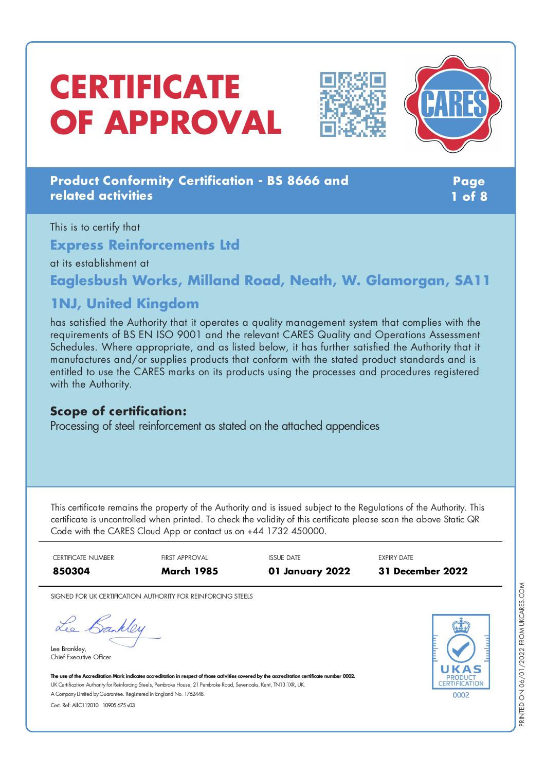# CERTIFICATE OF APPROVAL

**Product Conformity Certification - BS 8666 and related activities**

This is to certify that

## Express Reinforcements Ltd

at its establishment at

## Eaglesbush Works, Milland Road, Neath, W. Glamorgan, SA11 1NJ, United Kingdom

has satisfied the Authority that it operates a quality management system that complies with the requirements of BS EN ISO 9001 and the relevant CARES Quality and Operations Assessment Schedules. Where appropriate, and as listed below, it has further satisfied the Authority that it manufactures and/or supplies products that conform with the stated product standards and is entitled to use the CARES marks on its products using the processes and procedures registered with the Authority.

### Scope of certification:

Processing of steel reinforcement as stated on the attached appendices

This certificate remains the property of the Authority and is issued subject to the Regulations of the Authority. This certificate is uncontrolled when printed. To check the validity of this certificate please scan the above Static QR Code with the CARES Cloud App or contact us on +44 1732 450000.

| CERTIFICATE NUMBER | FIRST APPROVAL | ISSUE DATE | EXPIRY DATE |
|---|---|---|---|
| **850304** | **March 1985** | **01 January 2022** | **31 December 2022** |

SIGNED FOR UK CERTIFICATION AUTHORITY FOR REINFORCING STEELS

Lee Brankley,
Chief Executive Officer

**The use of the Accreditation Mark indicates accreditation in respect of those activities covered by the accreditation certificate number 0002.**

UK Certification Authority for Reinforcing Steels, Pembroke House, 21 Pembroke Road, Sevenoaks, Kent, TN13 1XR, UK.

A Company Limited by Guarantee. Registered in England No. 1762448.

Cert. Ref: AIIC112010 10905 675 v03

UKAS PRODUCT CERTIFICATION 0002

PRINTED ON 06/01/2022 FROM UKCARES.COM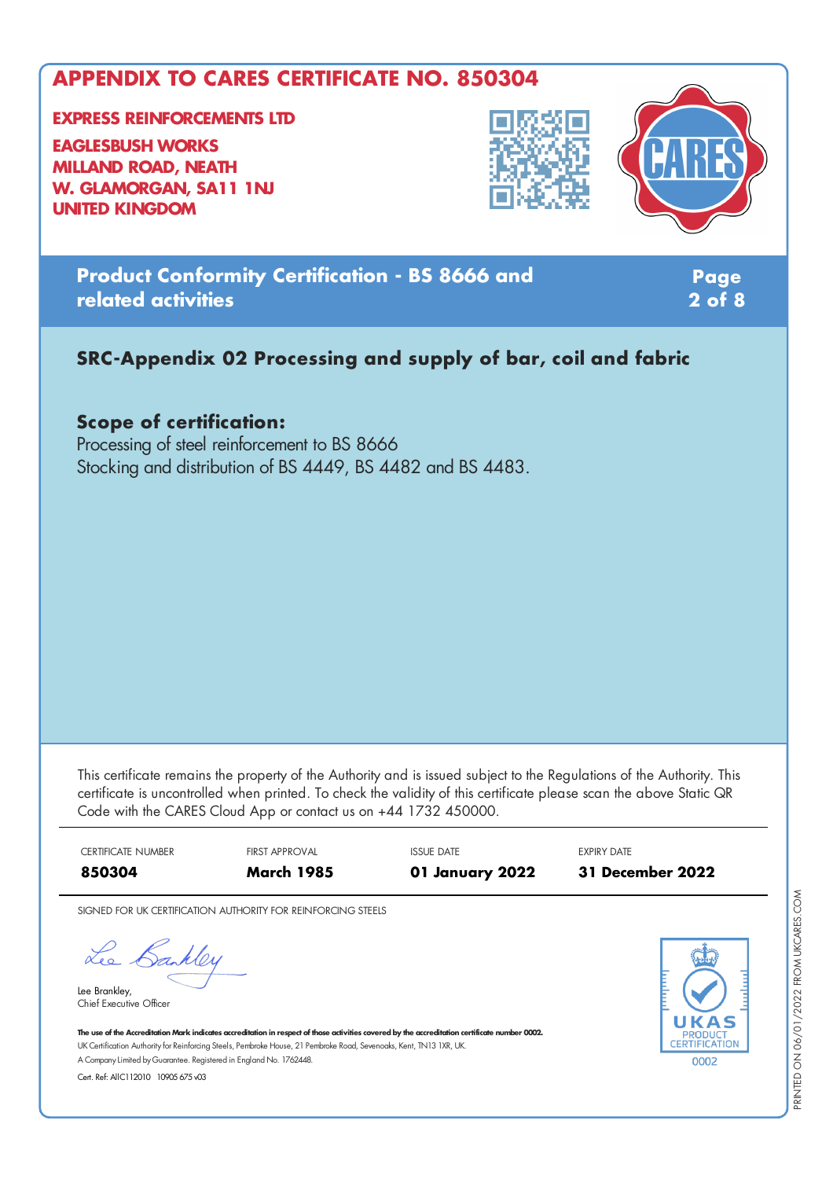# APPENDIX TO CARES CERTIFICATE NO. 850304

**EXPRESS REINFORCEMENTS LTD**

**EAGLESBUSH WORKS**
**MILLAND ROAD, NEATH**
**W. GLAMORGAN, SA11 1NJ**
**UNITED KINGDOM**

## Product Conformity Certification - BS 8666 and related activities

### SRC-Appendix 02 Processing and supply of bar, coil and fabric

**Scope of certification:**

Processing of steel reinforcement to BS 8666
Stocking and distribution of BS 4449, BS 4482 and BS 4483.

This certificate remains the property of the Authority and is issued subject to the Regulations of the Authority. This certificate is uncontrolled when printed. To check the validity of this certificate please scan the above Static QR Code with the CARES Cloud App or contact us on +44 1732 450000.

| CERTIFICATE NUMBER | FIRST APPROVAL | ISSUE DATE | EXPIRY DATE |
|---|---|---|---|
| **850304** | **March 1985** | **01 January 2022** | **31 December 2022** |

SIGNED FOR UK CERTIFICATION AUTHORITY FOR REINFORCING STEELS

Lee Brankley,
Chief Executive Officer

**The use of the Accreditation Mark indicates accreditation in respect of those activities covered by the accreditation certificate number 0002.**
UK Certification Authority for Reinforcing Steels, Pembroke House, 21 Pembroke Road, Sevenoaks, Kent, TN13 1XR, UK.
A Company Limited by Guarantee. Registered in England No. 1762448.
Cert. Ref: AIIC112010 10905 675 v03

UKAS PRODUCT CERTIFICATION 0002

PRINTED ON 06/01/2022 FROM UKCARES.COM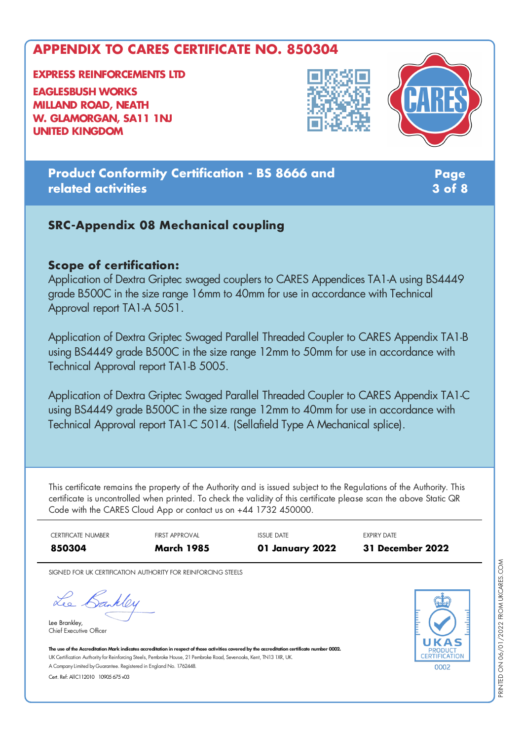# APPENDIX TO CARES CERTIFICATE NO. 850304

**EXPRESS REINFORCEMENTS LTD**

**EAGLESBUSH WORKS**
**MILLAND ROAD, NEATH**
**W. GLAMORGAN, SA11 1NJ**
**UNITED KINGDOM**

## Product Conformity Certification - BS 8666 and related activities

### SRC-Appendix 08 Mechanical coupling

**Scope of certification:**

Application of Dextra Griptec swaged couplers to CARES Appendices TA1-A using BS4449 grade B500C in the size range 16mm to 40mm for use in accordance with Technical Approval report TA1-A 5051.

Application of Dextra Griptec Swaged Parallel Threaded Coupler to CARES Appendix TA1-B using BS4449 grade B500C in the size range 12mm to 50mm for use in accordance with Technical Approval report TA1-B 5005.

Application of Dextra Griptec Swaged Parallel Threaded Coupler to CARES Appendix TA1-C using BS4449 grade B500C in the size range 12mm to 40mm for use in accordance with Technical Approval report TA1-C 5014. (Sellafield Type A Mechanical splice).

This certificate remains the property of the Authority and is issued subject to the Regulations of the Authority. This certificate is uncontrolled when printed. To check the validity of this certificate please scan the above Static QR Code with the CARES Cloud App or contact us on +44 1732 450000.

| CERTIFICATE NUMBER | FIRST APPROVAL | ISSUE DATE | EXPIRY DATE |
|---|---|---|---|
| **850304** | **March 1985** | **01 January 2022** | **31 December 2022** |

SIGNED FOR UK CERTIFICATION AUTHORITY FOR REINFORCING STEELS

Lee Brankley,
Chief Executive Officer

**The use of the Accreditation Mark indicates accreditation in respect of those activities covered by the accreditation certificate number 0002.**
UK Certification Authority for Reinforcing Steels, Pembroke House, 21 Pembroke Road, Sevenoaks, Kent, TN13 1XR, UK.
A Company Limited by Guarantee. Registered in England No. 1762448.
Cert. Ref: AIIC112010 10905 675 v03

UKAS PRODUCT CERTIFICATION 0002

PRINTED ON 06/01/2022 FROM UKCARES.COM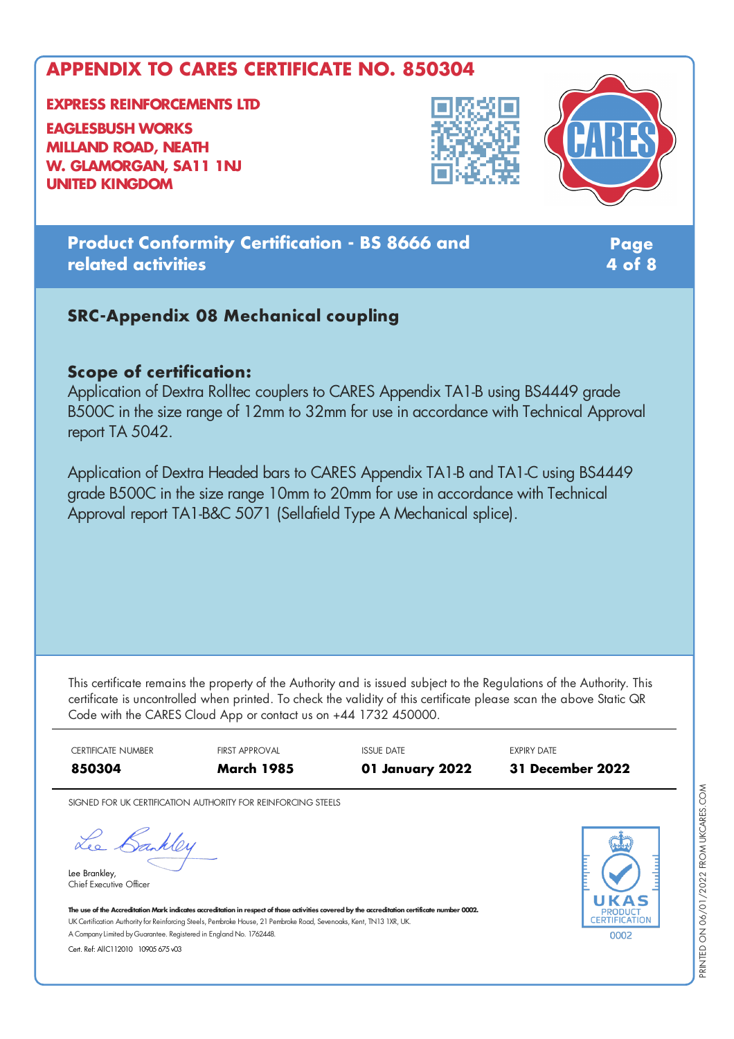# APPENDIX TO CARES CERTIFICATE NO. 850304

**EXPRESS REINFORCEMENTS LTD**

**EAGLESBUSH WORKS**
**MILLAND ROAD, NEATH**
**W. GLAMORGAN, SA11 1NJ**
**UNITED KINGDOM**

## Product Conformity Certification - BS 8666 and related activities

### SRC-Appendix 08 Mechanical coupling

**Scope of certification:**

Application of Dextra Rolltec couplers to CARES Appendix TA1-B using BS4449 grade B500C in the size range of 12mm to 32mm for use in accordance with Technical Approval report TA 5042.

Application of Dextra Headed bars to CARES Appendix TA1-B and TA1-C using BS4449 grade B500C in the size range 10mm to 20mm for use in accordance with Technical Approval report TA1-B&C 5071 (Sellafield Type A Mechanical splice).

This certificate remains the property of the Authority and is issued subject to the Regulations of the Authority. This certificate is uncontrolled when printed. To check the validity of this certificate please scan the above Static QR Code with the CARES Cloud App or contact us on +44 1732 450000.

| CERTIFICATE NUMBER | FIRST APPROVAL | ISSUE DATE | EXPIRY DATE |
|---|---|---|---|
| **850304** | **March 1985** | **01 January 2022** | **31 December 2022** |

SIGNED FOR UK CERTIFICATION AUTHORITY FOR REINFORCING STEELS

Lee Brankley,
Chief Executive Officer

**The use of the Accreditation Mark indicates accreditation in respect of those activities covered by the accreditation certificate number 0002.**
UK Certification Authority for Reinforcing Steels, Pembroke House, 21 Pembroke Road, Sevenoaks, Kent, TN13 1XR, UK.
A Company Limited by Guarantee. Registered in England No. 1762448.
Cert. Ref: AIIC112010 10905 675 v03

UKAS PRODUCT CERTIFICATION 0002

PRINTED ON 06/01/2022 FROM UKCARES.COM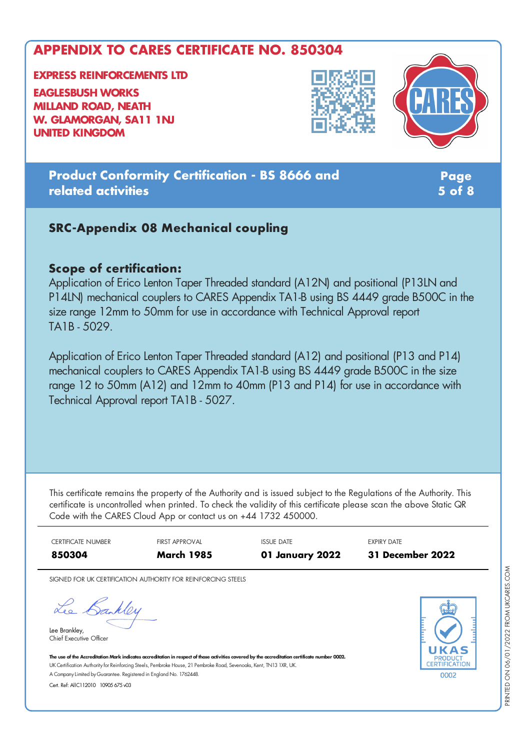# APPENDIX TO CARES CERTIFICATE NO. 850304

**EXPRESS REINFORCEMENTS LTD**

**EAGLESBUSH WORKS**
**MILLAND ROAD, NEATH**
**W. GLAMORGAN, SA11 1NJ**
**UNITED KINGDOM**

## Product Conformity Certification - BS 8666 and related activities

### SRC-Appendix 08 Mechanical coupling

**Scope of certification:**

Application of Erico Lenton Taper Threaded standard (A12N) and positional (P13LN and P14LN) mechanical couplers to CARES Appendix TA1-B using BS 4449 grade B500C in the size range 12mm to 50mm for use in accordance with Technical Approval report TA1B - 5029.

Application of Erico Lenton Taper Threaded standard (A12) and positional (P13 and P14) mechanical couplers to CARES Appendix TA1-B using BS 4449 grade B500C in the size range 12 to 50mm (A12) and 12mm to 40mm (P13 and P14) for use in accordance with Technical Approval report TA1B - 5027.

This certificate remains the property of the Authority and is issued subject to the Regulations of the Authority. This certificate is uncontrolled when printed. To check the validity of this certificate please scan the above Static QR Code with the CARES Cloud App or contact us on +44 1732 450000.

| CERTIFICATE NUMBER | FIRST APPROVAL | ISSUE DATE | EXPIRY DATE |
|---|---|---|---|
| **850304** | **March 1985** | **01 January 2022** | **31 December 2022** |

SIGNED FOR UK CERTIFICATION AUTHORITY FOR REINFORCING STEELS

Lee Brankley,
Chief Executive Officer

**The use of the Accreditation Mark indicates accreditation in respect of those activities covered by the accreditation certificate number 0002.**
UK Certification Authority for Reinforcing Steels, Pembroke House, 21 Pembroke Road, Sevenoaks, Kent, TN13 1XR, UK.
A Company Limited by Guarantee. Registered in England No. 1762448.
Cert. Ref: AIIC112010 10905 675 v03

UKAS PRODUCT CERTIFICATION 0002

PRINTED ON 06/01/2022 FROM UKCARES.COM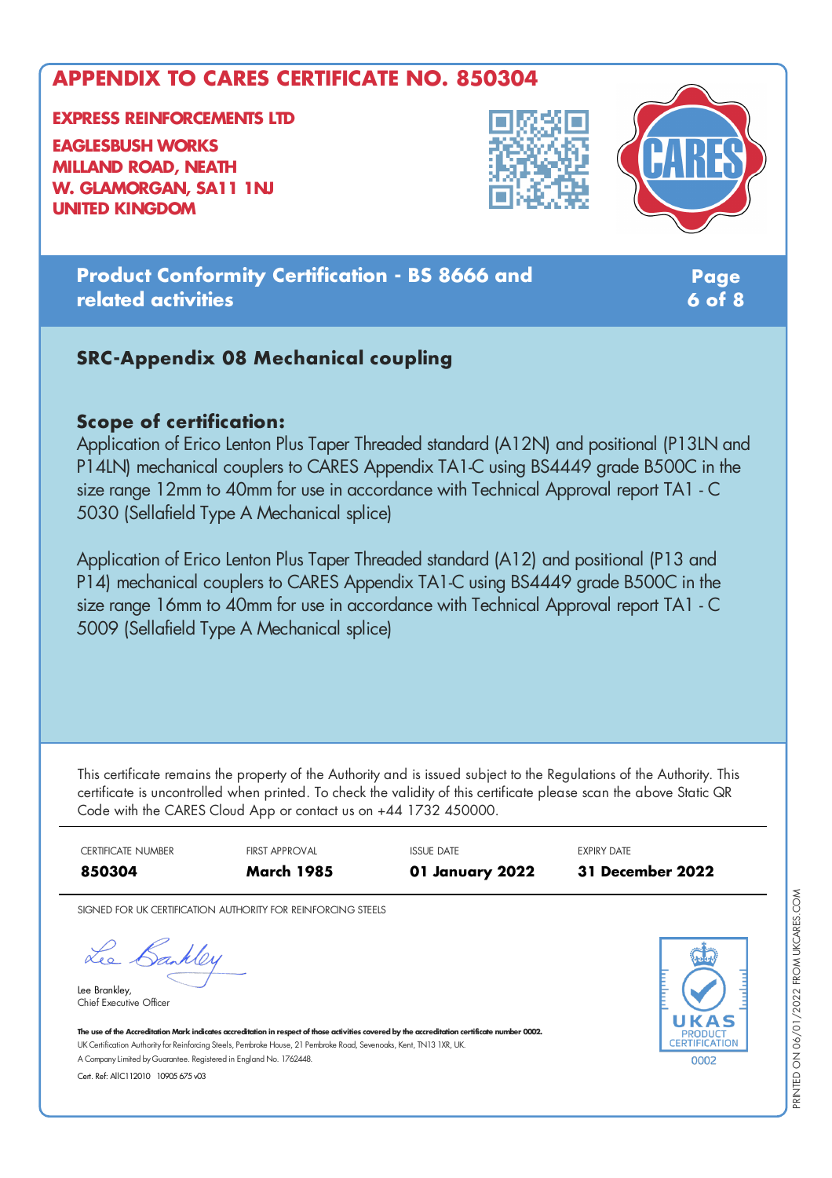# APPENDIX TO CARES CERTIFICATE NO. 850304

**EXPRESS REINFORCEMENTS LTD**

**EAGLESBUSH WORKS**
**MILLAND ROAD, NEATH**
**W. GLAMORGAN, SA11 1NJ**
**UNITED KINGDOM**

## Product Conformity Certification - BS 8666 and related activities

### SRC-Appendix 08 Mechanical coupling

**Scope of certification:**

Application of Erico Lenton Plus Taper Threaded standard (A12N) and positional (P13LN and P14LN) mechanical couplers to CARES Appendix TA1-C using BS4449 grade B500C in the size range 12mm to 40mm for use in accordance with Technical Approval report TA1 - C 5030 (Sellafield Type A Mechanical splice)

Application of Erico Lenton Plus Taper Threaded standard (A12) and positional (P13 and P14) mechanical couplers to CARES Appendix TA1-C using BS4449 grade B500C in the size range 16mm to 40mm for use in accordance with Technical Approval report TA1 - C 5009 (Sellafield Type A Mechanical splice)

This certificate remains the property of the Authority and is issued subject to the Regulations of the Authority. This certificate is uncontrolled when printed. To check the validity of this certificate please scan the above Static QR Code with the CARES Cloud App or contact us on +44 1732 450000.

| CERTIFICATE NUMBER | FIRST APPROVAL | ISSUE DATE | EXPIRY DATE |
|---|---|---|---|
| **850304** | **March 1985** | **01 January 2022** | **31 December 2022** |

SIGNED FOR UK CERTIFICATION AUTHORITY FOR REINFORCING STEELS

Lee Brankley,
Chief Executive Officer

**The use of the Accreditation Mark indicates accreditation in respect of those activities covered by the accreditation certificate number 0002.**
UK Certification Authority for Reinforcing Steels, Pembroke House, 21 Pembroke Road, Sevenoaks, Kent, TN13 1XR, UK.
A Company Limited by Guarantee. Registered in England No. 1762448.
Cert. Ref: AIIC112010 10905 675 v03

UKAS PRODUCT CERTIFICATION 0002

PRINTED ON 06/01/2022 FROM UKCARES.COM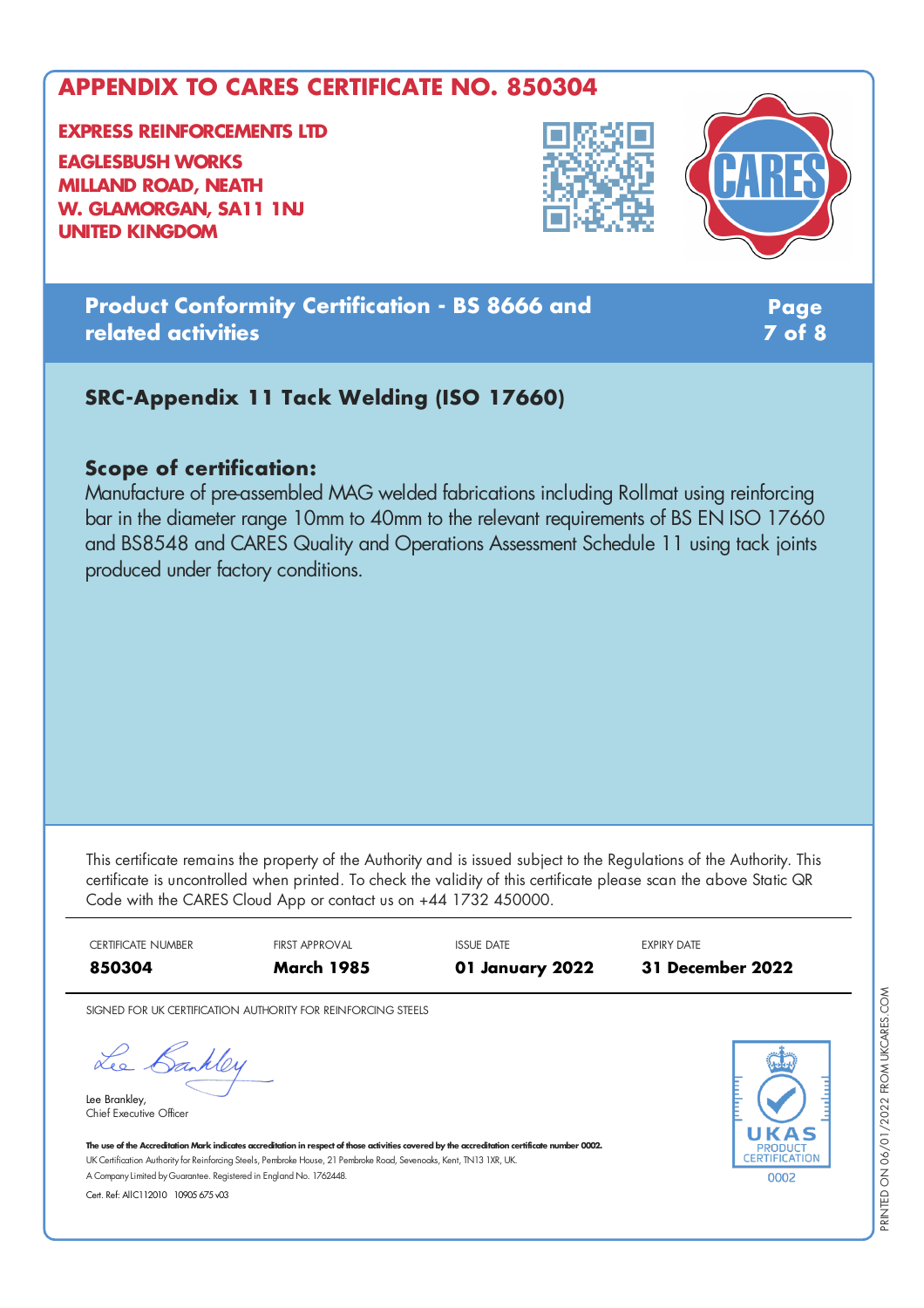# APPENDIX TO CARES CERTIFICATE NO. 850304

**EXPRESS REINFORCEMENTS LTD**

**EAGLESBUSH WORKS**
**MILLAND ROAD, NEATH**
**W. GLAMORGAN, SA11 1NJ**
**UNITED KINGDOM**

## Product Conformity Certification - BS 8666 and related activities

### SRC-Appendix 11 Tack Welding (ISO 17660)

### Scope of certification:

Manufacture of pre-assembled MAG welded fabrications including Rollmat using reinforcing bar in the diameter range 10mm to 40mm to the relevant requirements of BS EN ISO 17660 and BS8548 and CARES Quality and Operations Assessment Schedule 11 using tack joints produced under factory conditions.

This certificate remains the property of the Authority and is issued subject to the Regulations of the Authority. This certificate is uncontrolled when printed. To check the validity of this certificate please scan the above Static QR Code with the CARES Cloud App or contact us on +44 1732 450000.

| CERTIFICATE NUMBER | FIRST APPROVAL | ISSUE DATE | EXPIRY DATE |
|---|---|---|---|
| **850304** | **March 1985** | **01 January 2022** | **31 December 2022** |

SIGNED FOR UK CERTIFICATION AUTHORITY FOR REINFORCING STEELS

Lee Brankley,
Chief Executive Officer

**The use of the Accreditation Mark indicates accreditation in respect of those activities covered by the accreditation certificate number 0002.**
UK Certification Authority for Reinforcing Steels, Pembroke House, 21 Pembroke Road, Sevenoaks, Kent, TN13 1XR, UK.
A Company Limited by Guarantee. Registered in England No. 1762448.
Cert. Ref: AIIC112010 10905 675 v03

UKAS PRODUCT CERTIFICATION 0002

PRINTED ON 06/01/2022 FROM UKCARES.COM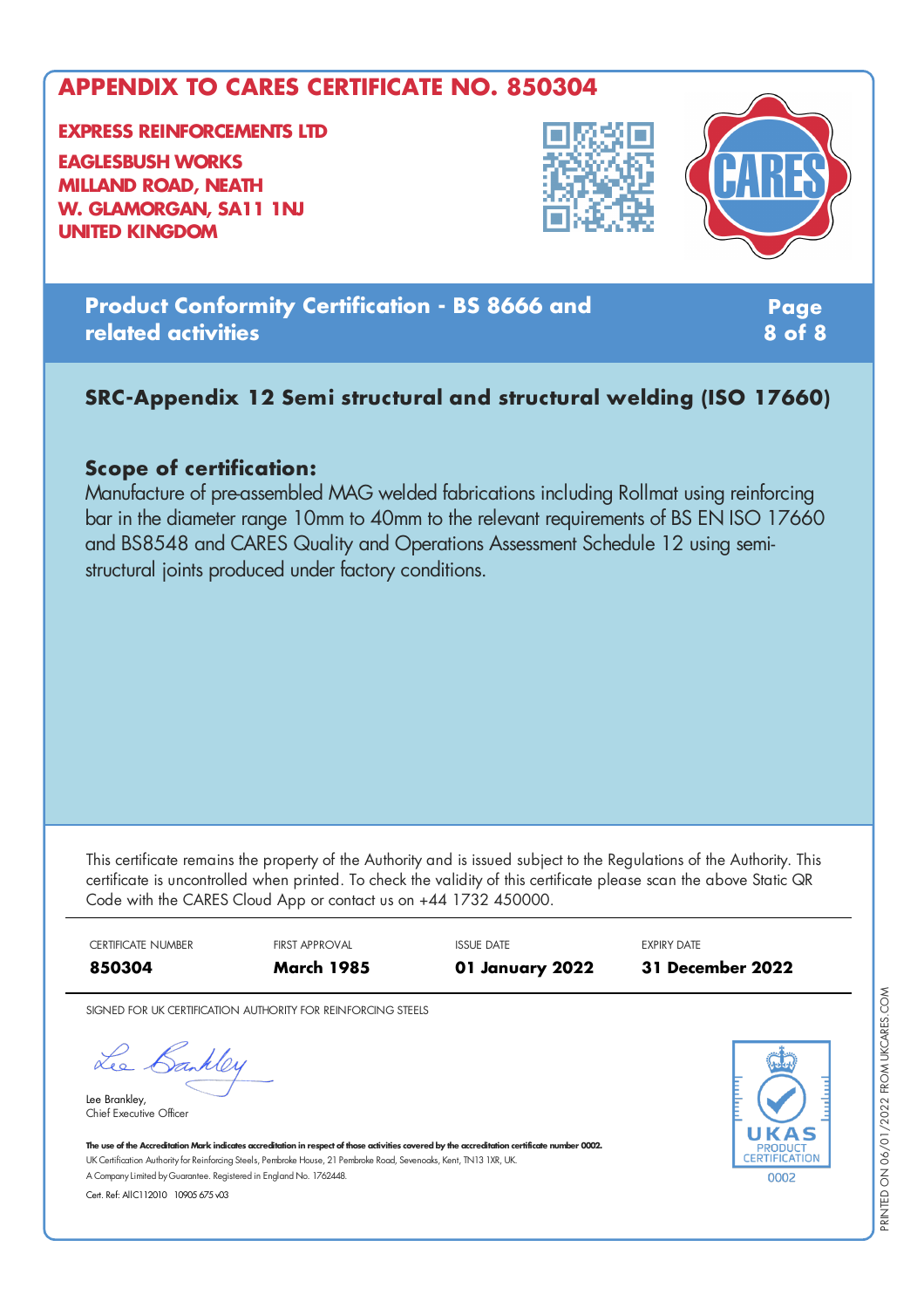# APPENDIX TO CARES CERTIFICATE NO. 850304

**EXPRESS REINFORCEMENTS LTD**

**EAGLESBUSH WORKS**
**MILLAND ROAD, NEATH**
**W. GLAMORGAN, SA11 1NJ**
**UNITED KINGDOM**

## Product Conformity Certification - BS 8666 and related activities

### SRC-Appendix 12 Semi structural and structural welding (ISO 17660)

**Scope of certification:**

Manufacture of pre-assembled MAG welded fabrications including Rollmat using reinforcing bar in the diameter range 10mm to 40mm to the relevant requirements of BS EN ISO 17660 and BS8548 and CARES Quality and Operations Assessment Schedule 12 using semi-structural joints produced under factory conditions.

This certificate remains the property of the Authority and is issued subject to the Regulations of the Authority. This certificate is uncontrolled when printed. To check the validity of this certificate please scan the above Static QR Code with the CARES Cloud App or contact us on +44 1732 450000.

| CERTIFICATE NUMBER | FIRST APPROVAL | ISSUE DATE | EXPIRY DATE |
|---|---|---|---|
| **850304** | **March 1985** | **01 January 2022** | **31 December 2022** |

SIGNED FOR UK CERTIFICATION AUTHORITY FOR REINFORCING STEELS

Lee Brankley,
Chief Executive Officer

**The use of the Accreditation Mark indicates accreditation in respect of those activities covered by the accreditation certificate number 0002.**
UK Certification Authority for Reinforcing Steels, Pembroke House, 21 Pembroke Road, Sevenoaks, Kent, TN13 1XR, UK.
A Company Limited by Guarantee. Registered in England No. 1762448.
Cert. Ref: AIIC112010 10905 675 v03

UKAS PRODUCT CERTIFICATION 0002

PRINTED ON 06/01/2022 FROM UKCARES.COM